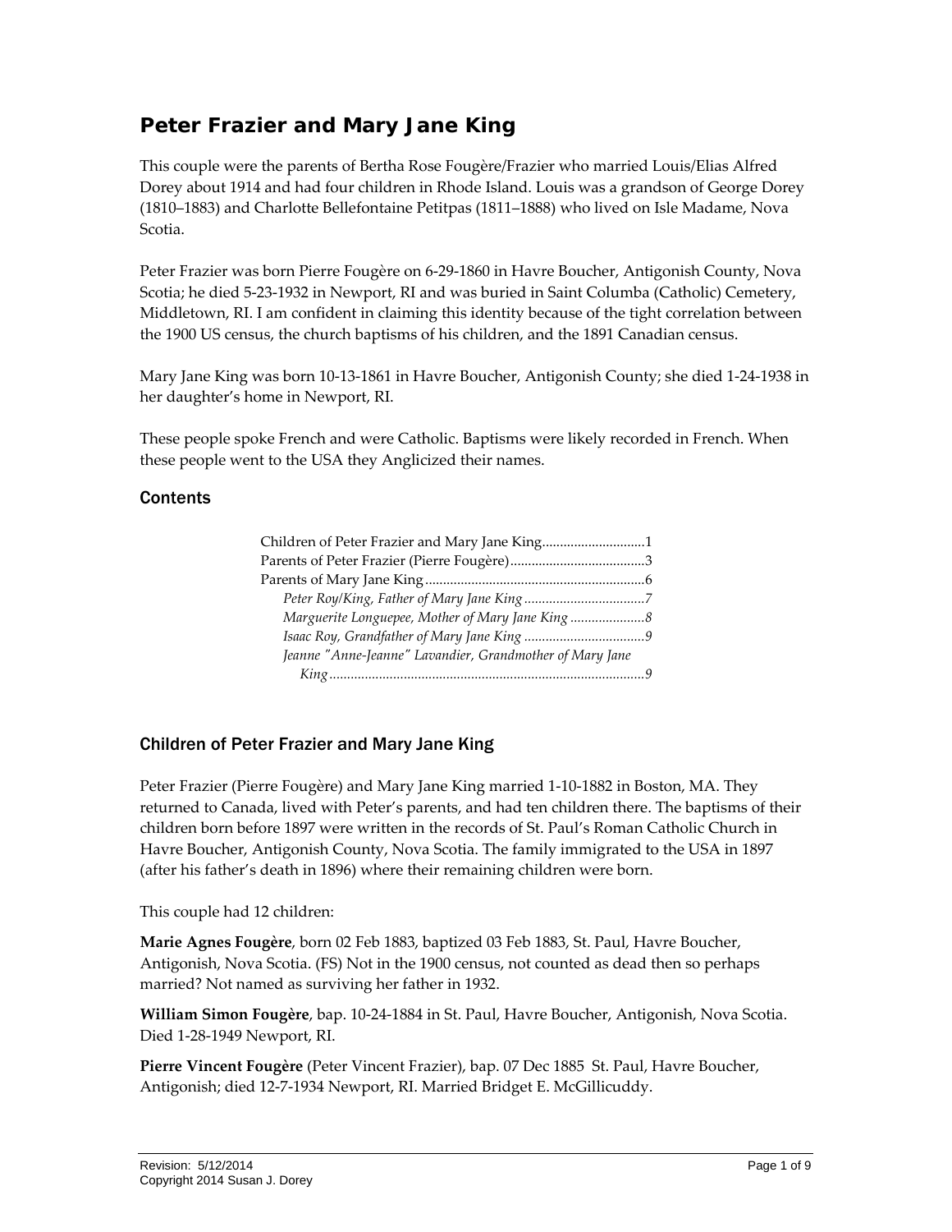# Peter Frazier and Mary Jane King

This couple were the parents of Bertha Rose Fougère/Frazier who married Louis/Elias Alfred Dorey about 1914 and had four children in Rhode Island. Louis was a grandson of George Dorey (1810–1883) and Charlotte Bellefontaine Petitpas (1811–1888) who lived on Isle Madame, Nova Scotia.

Peter Frazier was born Pierre Fougère on 6-29-1860 in Havre Boucher, Antigonish County, Nova Scotia; he died 5-23-1932 in Newport, RI and was buried in Saint Columba (Catholic) Cemetery, Middletown, RI. I am confident in claiming this identity because of the tight correlation between the 1900 US census, the church baptisms of his children, and the 1891 Canadian census.

Mary Jane King was born 10-13-1861 in Havre Boucher, Antigonish County; she died 1-24-1938 in her daughter's home in Newport, RI.

These people spoke French and were Catholic. Baptisms were likely recorded in French. When these people went to the USA they Anglicized their names.

## Contents

- Children of Peter Frazier and Mary Jane King .......... 1
- Parents of Peter Frazier (Pierre Fougère) .......... 3
- Parents of Mary Jane King .......... 6
  - *Peter Roy/King, Father of Mary Jane King* .......... 7
  - *Marguerite Longuepee, Mother of Mary Jane King* .......... 8
  - *Isaac Roy, Grandfather of Mary Jane King* .......... 9
  - *Jeanne "Anne-Jeanne" Lavandier, Grandmother of Mary Jane King* .......... 9

## Children of Peter Frazier and Mary Jane King

Peter Frazier (Pierre Fougère) and Mary Jane King married 1-10-1882 in Boston, MA. They returned to Canada, lived with Peter's parents, and had ten children there. The baptisms of their children born before 1897 were written in the records of St. Paul's Roman Catholic Church in Havre Boucher, Antigonish County, Nova Scotia. The family immigrated to the USA in 1897 (after his father's death in 1896) where their remaining children were born.

This couple had 12 children:

**Marie Agnes Fougère**, born 02 Feb 1883, baptized 03 Feb 1883, St. Paul, Havre Boucher, Antigonish, Nova Scotia. (FS) Not in the 1900 census, not counted as dead then so perhaps married? Not named as surviving her father in 1932.

**William Simon Fougère**, bap. 10-24-1884 in St. Paul, Havre Boucher, Antigonish, Nova Scotia. Died 1-28-1949 Newport, RI.

**Pierre Vincent Fougère** (Peter Vincent Frazier), bap. 07 Dec 1885 St. Paul, Havre Boucher, Antigonish; died 12-7-1934 Newport, RI. Married Bridget E. McGillicuddy.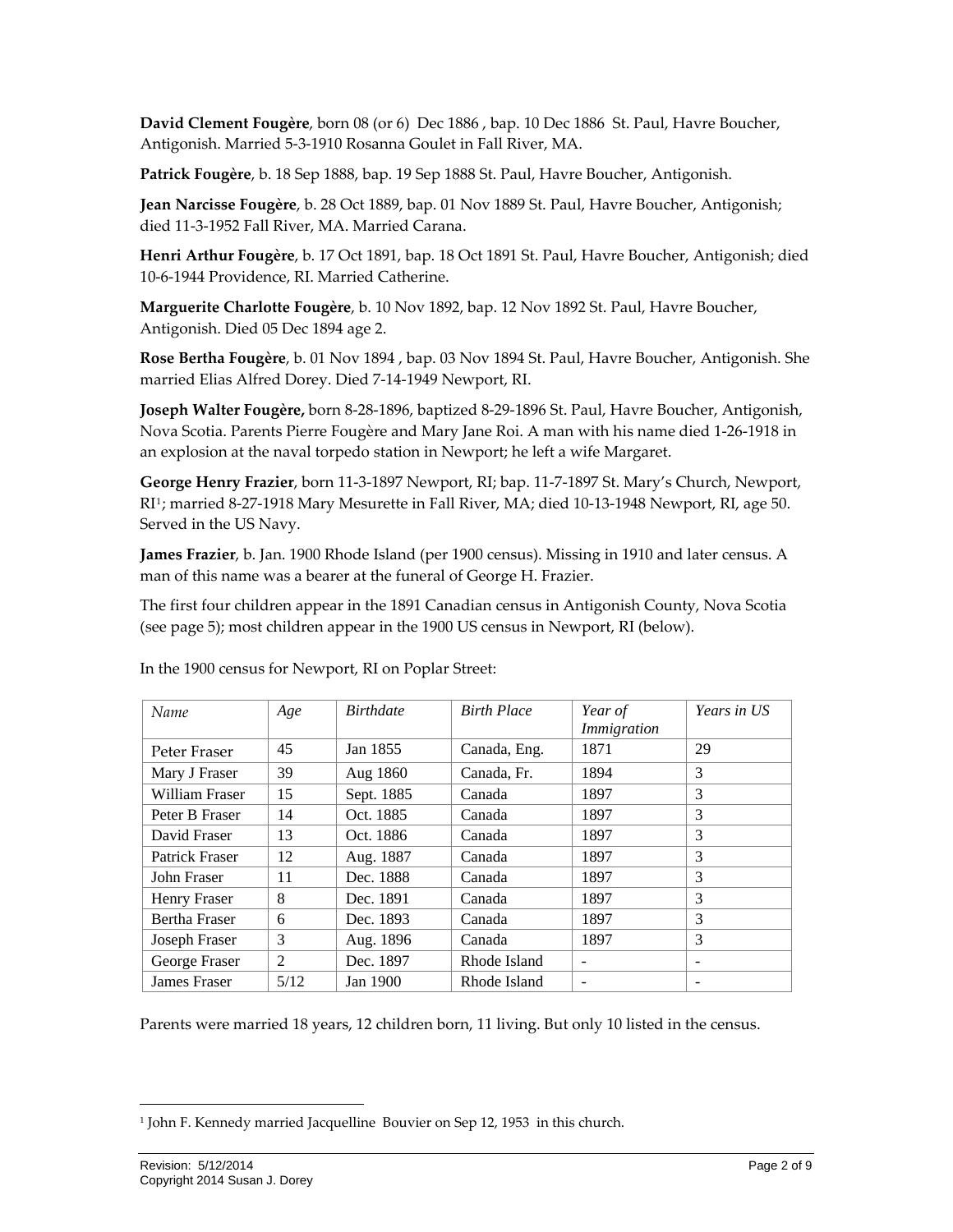**David Clement Fougère**, born 08 (or 6) Dec 1886 , bap. 10 Dec 1886 St. Paul, Havre Boucher, Antigonish. Married 5-3-1910 Rosanna Goulet in Fall River, MA.

**Patrick Fougère**, b. 18 Sep 1888, bap. 19 Sep 1888 St. Paul, Havre Boucher, Antigonish.

**Jean Narcisse Fougère**, b. 28 Oct 1889, bap. 01 Nov 1889 St. Paul, Havre Boucher, Antigonish; died 11-3-1952 Fall River, MA. Married Carana.

**Henri Arthur Fougère**, b. 17 Oct 1891, bap. 18 Oct 1891 St. Paul, Havre Boucher, Antigonish; died 10-6-1944 Providence, RI. Married Catherine.

**Marguerite Charlotte Fougère**, b. 10 Nov 1892, bap. 12 Nov 1892 St. Paul, Havre Boucher, Antigonish. Died 05 Dec 1894 age 2.

**Rose Bertha Fougère**, b. 01 Nov 1894 , bap. 03 Nov 1894 St. Paul, Havre Boucher, Antigonish. She married Elias Alfred Dorey. Died 7-14-1949 Newport, RI.

**Joseph Walter Fougère,** born 8-28-1896, baptized 8-29-1896 St. Paul, Havre Boucher, Antigonish, Nova Scotia. Parents Pierre Fougère and Mary Jane Roi. A man with his name died 1-26-1918 in an explosion at the naval torpedo station in Newport; he left a wife Margaret.

**George Henry Frazier**, born 11-3-1897 Newport, RI; bap. 11-7-1897 St. Mary's Church, Newport, RI[1]; married 8-27-1918 Mary Mesurette in Fall River, MA; died 10-13-1948 Newport, RI, age 50. Served in the US Navy.

**James Frazier**, b. Jan. 1900 Rhode Island (per 1900 census). Missing in 1910 and later census. A man of this name was a bearer at the funeral of George H. Frazier.

The first four children appear in the 1891 Canadian census in Antigonish County, Nova Scotia (see page 5); most children appear in the 1900 US census in Newport, RI (below).

In the 1900 census for Newport, RI on Poplar Street:

| *Name* | *Age* | *Birthdate* | *Birth Place* | *Year of Immigration* | *Years in US* |
|---|---|---|---|---|---|
| Peter Fraser | 45 | Jan 1855 | Canada, Eng. | 1871 | 29 |
| Mary J Fraser | 39 | Aug 1860 | Canada, Fr. | 1894 | 3 |
| William Fraser | 15 | Sept. 1885 | Canada | 1897 | 3 |
| Peter B Fraser | 14 | Oct. 1885 | Canada | 1897 | 3 |
| David Fraser | 13 | Oct. 1886 | Canada | 1897 | 3 |
| Patrick Fraser | 12 | Aug. 1887 | Canada | 1897 | 3 |
| John Fraser | 11 | Dec. 1888 | Canada | 1897 | 3 |
| Henry Fraser | 8 | Dec. 1891 | Canada | 1897 | 3 |
| Bertha Fraser | 6 | Dec. 1893 | Canada | 1897 | 3 |
| Joseph Fraser | 3 | Aug. 1896 | Canada | 1897 | 3 |
| George Fraser | 2 | Dec. 1897 | Rhode Island | - | - |
| James Fraser | 5/12 | Jan 1900 | Rhode Island | - | - |

Parents were married 18 years, 12 children born, 11 living. But only 10 listed in the census.

[1] John F. Kennedy married Jacquelline Bouvier on Sep 12, 1953 in this church.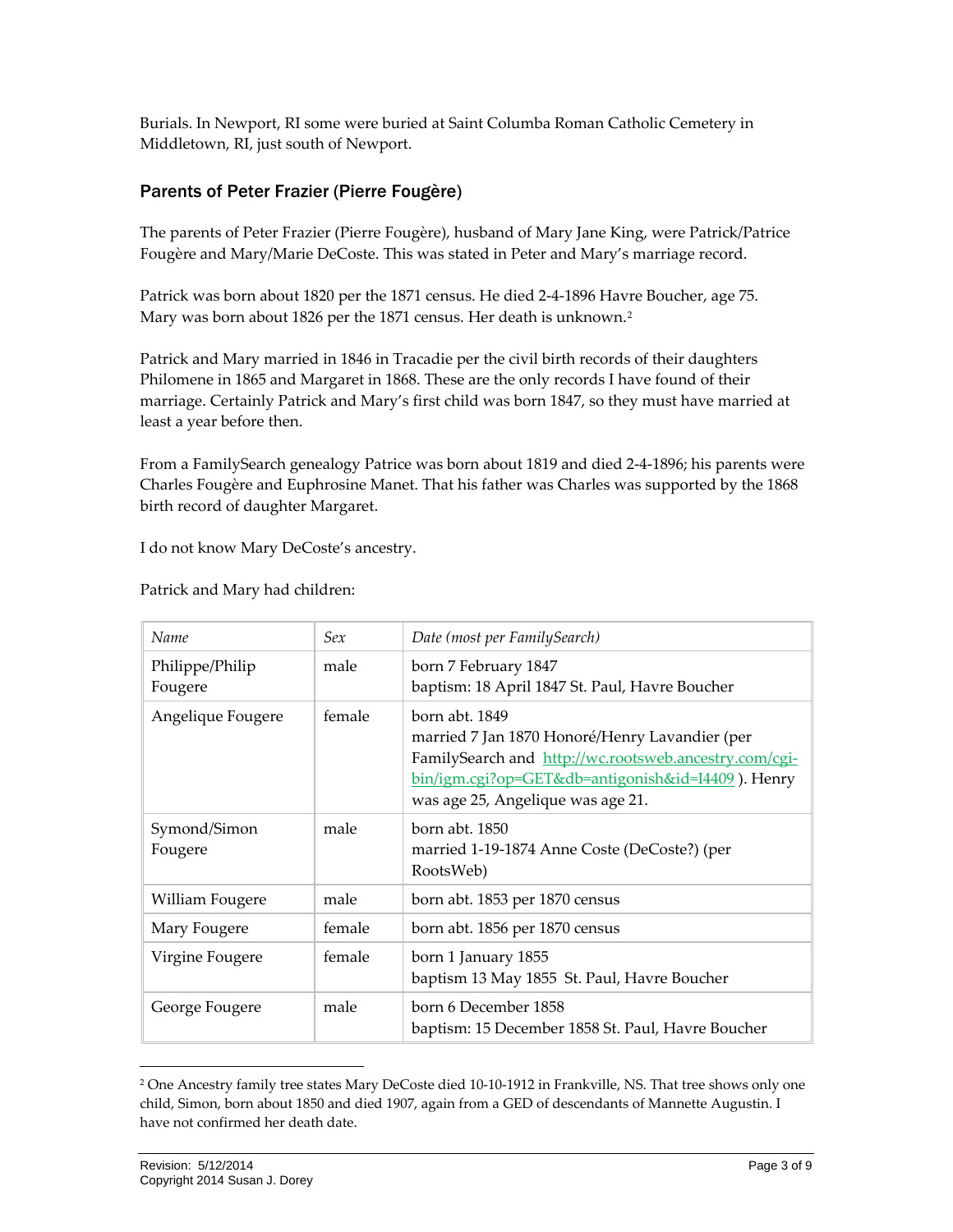Burials. In Newport, RI some were buried at Saint Columba Roman Catholic Cemetery in Middletown, RI, just south of Newport.

## Parents of Peter Frazier (Pierre Fougère)

The parents of Peter Frazier (Pierre Fougère), husband of Mary Jane King, were Patrick/Patrice Fougère and Mary/Marie DeCoste. This was stated in Peter and Mary's marriage record.

Patrick was born about 1820 per the 1871 census. He died 2-4-1896 Havre Boucher, age 75. Mary was born about 1826 per the 1871 census. Her death is unknown.[2]

Patrick and Mary married in 1846 in Tracadie per the civil birth records of their daughters Philomene in 1865 and Margaret in 1868. These are the only records I have found of their marriage. Certainly Patrick and Mary's first child was born 1847, so they must have married at least a year before then.

From a FamilySearch genealogy Patrice was born about 1819 and died 2-4-1896; his parents were Charles Fougère and Euphrosine Manet. That his father was Charles was supported by the 1868 birth record of daughter Margaret.

I do not know Mary DeCoste's ancestry.

Patrick and Mary had children:

| *Name* | *Sex* | *Date (most per FamilySearch)* |
|---|---|---|
| Philippe/Philip Fougere | male | born 7 February 1847<br>baptism: 18 April 1847 St. Paul, Havre Boucher |
| Angelique Fougere | female | born abt. 1849<br>married 7 Jan 1870 Honoré/Henry Lavandier (per FamilySearch and http://wc.rootsweb.ancestry.com/cgi-bin/igm.cgi?op=GET&db=antigonish&id=I4409 ). Henry was age 25, Angelique was age 21. |
| Symond/Simon Fougere | male | born abt. 1850<br>married 1-19-1874 Anne Coste (DeCoste?) (per RootsWeb) |
| William Fougere | male | born abt. 1853 per 1870 census |
| Mary Fougere | female | born abt. 1856 per 1870 census |
| Virgine Fougere | female | born 1 January 1855<br>baptism 13 May 1855 St. Paul, Havre Boucher |
| George Fougere | male | born 6 December 1858<br>baptism: 15 December 1858 St. Paul, Havre Boucher |

[2] One Ancestry family tree states Mary DeCoste died 10-10-1912 in Frankville, NS. That tree shows only one child, Simon, born about 1850 and died 1907, again from a GED of descendants of Mannette Augustin. I have not confirmed her death date.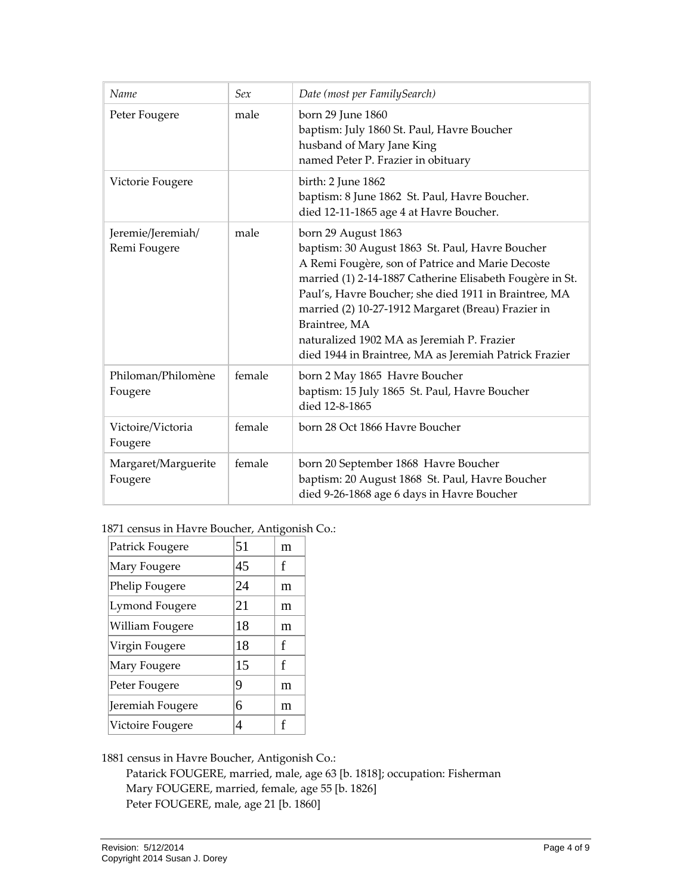| *Name* | *Sex* | *Date (most per FamilySearch)* |
|---|---|---|
| Peter Fougere | male | born 29 June 1860<br>baptism: July 1860 St. Paul, Havre Boucher<br>husband of Mary Jane King<br>named Peter P. Frazier in obituary |
| Victorie Fougere | | birth: 2 June 1862<br>baptism: 8 June 1862 St. Paul, Havre Boucher.<br>died 12-11-1865 age 4 at Havre Boucher. |
| Jeremie/Jeremiah/ Remi Fougere | male | born 29 August 1863<br>baptism: 30 August 1863 St. Paul, Havre Boucher<br>A Remi Fougère, son of Patrice and Marie Decoste married (1) 2-14-1887 Catherine Elisabeth Fougère in St. Paul's, Havre Boucher; she died 1911 in Braintree, MA<br>married (2) 10-27-1912 Margaret (Breau) Frazier in Braintree, MA<br>naturalized 1902 MA as Jeremiah P. Frazier<br>died 1944 in Braintree, MA as Jeremiah Patrick Frazier |
| Philoman/Philomène Fougere | female | born 2 May 1865 Havre Boucher<br>baptism: 15 July 1865 St. Paul, Havre Boucher<br>died 12-8-1865 |
| Victoire/Victoria Fougere | female | born 28 Oct 1866 Havre Boucher |
| Margaret/Marguerite Fougere | female | born 20 September 1868 Havre Boucher<br>baptism: 20 August 1868 St. Paul, Havre Boucher<br>died 9-26-1868 age 6 days in Havre Boucher |

1871 census in Havre Boucher, Antigonish Co.:

| | | |
|---|---|---|
| Patrick Fougere | 51 | m |
| Mary Fougere | 45 | f |
| Phelip Fougere | 24 | m |
| Lymond Fougere | 21 | m |
| William Fougere | 18 | m |
| Virgin Fougere | 18 | f |
| Mary Fougere | 15 | f |
| Peter Fougere | 9 | m |
| Jeremiah Fougere | 6 | m |
| Victoire Fougere | 4 | f |

1881 census in Havre Boucher, Antigonish Co.:

Patarick FOUGERE, married, male, age 63 [b. 1818]; occupation: Fisherman
Mary FOUGERE, married, female, age 55 [b. 1826]
Peter FOUGERE, male, age 21 [b. 1860]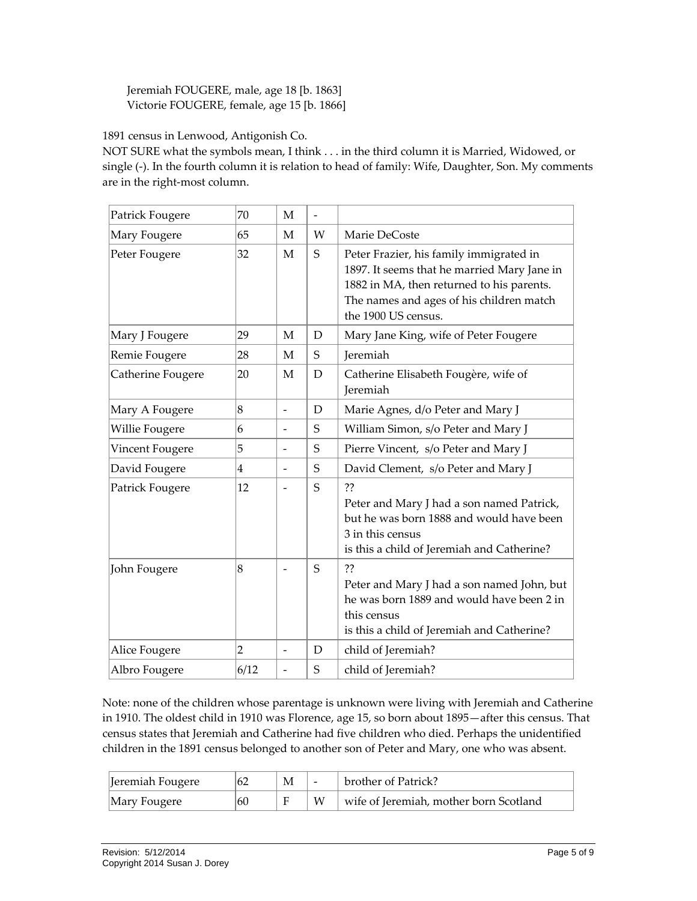Jeremiah FOUGERE, male, age 18 [b. 1863]
Victorie FOUGERE, female, age 15 [b. 1866]

1891 census in Lenwood, Antigonish Co.
NOT SURE what the symbols mean, I think . . . in the third column it is Married, Widowed, or single (-). In the fourth column it is relation to head of family: Wife, Daughter, Son. My comments are in the right-most column.

| | | | | |
|---|---|---|---|---|
| Patrick Fougere | 70 | M | - | |
| Mary Fougere | 65 | M | W | Marie DeCoste |
| Peter Fougere | 32 | M | S | Peter Frazier, his family immigrated in 1897. It seems that he married Mary Jane in 1882 in MA, then returned to his parents. The names and ages of his children match the 1900 US census. |
| Mary J Fougere | 29 | M | D | Mary Jane King, wife of Peter Fougere |
| Remie Fougere | 28 | M | S | Jeremiah |
| Catherine Fougere | 20 | M | D | Catherine Elisabeth Fougère, wife of Jeremiah |
| Mary A Fougere | 8 | - | D | Marie Agnes, d/o Peter and Mary J |
| Willie Fougere | 6 | - | S | William Simon, s/o Peter and Mary J |
| Vincent Fougere | 5 | - | S | Pierre Vincent, s/o Peter and Mary J |
| David Fougere | 4 | - | S | David Clement, s/o Peter and Mary J |
| Patrick Fougere | 12 | - | S | ?? Peter and Mary J had a son named Patrick, but he was born 1888 and would have been 3 in this census is this a child of Jeremiah and Catherine? |
| John Fougere | 8 | - | S | ?? Peter and Mary J had a son named John, but he was born 1889 and would have been 2 in this census is this a child of Jeremiah and Catherine? |
| Alice Fougere | 2 | - | D | child of Jeremiah? |
| Albro Fougere | 6/12 | - | S | child of Jeremiah? |

Note: none of the children whose parentage is unknown were living with Jeremiah and Catherine in 1910. The oldest child in 1910 was Florence, age 15, so born about 1895—after this census. That census states that Jeremiah and Catherine had five children who died. Perhaps the unidentified children in the 1891 census belonged to another son of Peter and Mary, one who was absent.

| | | | | |
|---|---|---|---|---|
| Jeremiah Fougere | 62 | M | - | brother of Patrick? |
| Mary Fougere | 60 | F | W | wife of Jeremiah, mother born Scotland |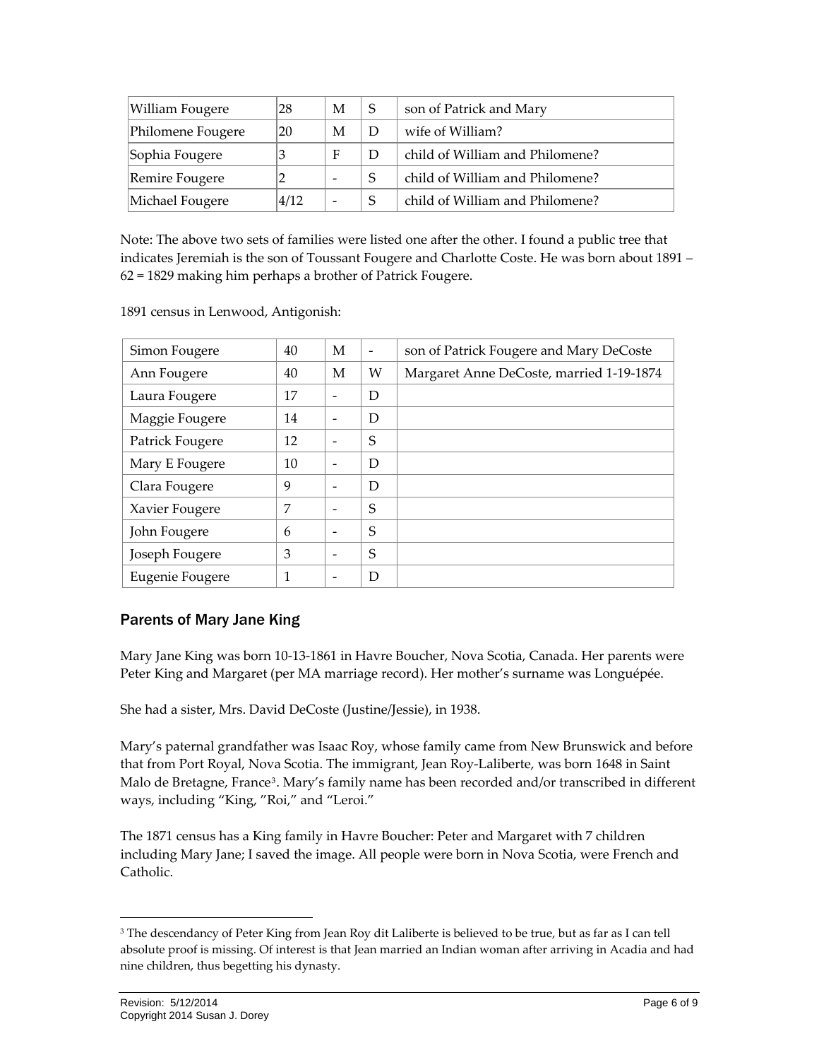| William Fougere | 28 | M | S | son of Patrick and Mary |
|---|---|---|---|---|
| Philomene Fougere | 20 | M | D | wife of William? |
| Sophia Fougere | 3 | F | D | child of William and Philomene? |
| Remire Fougere | 2 | - | S | child of William and Philomene? |
| Michael Fougere | 4/12 | - | S | child of William and Philomene? |

Note: The above two sets of families were listed one after the other. I found a public tree that indicates Jeremiah is the son of Toussant Fougere and Charlotte Coste. He was born about 1891 – 62 = 1829 making him perhaps a brother of Patrick Fougere.

1891 census in Lenwood, Antigonish:

| Simon Fougere | 40 | M | - | son of Patrick Fougere and Mary DeCoste |
|---|---|---|---|---|
| Ann Fougere | 40 | M | W | Margaret Anne DeCoste, married 1-19-1874 |
| Laura Fougere | 17 | - | D | |
| Maggie Fougere | 14 | - | D | |
| Patrick Fougere | 12 | - | S | |
| Mary E Fougere | 10 | - | D | |
| Clara Fougere | 9 | - | D | |
| Xavier Fougere | 7 | - | S | |
| John Fougere | 6 | - | S | |
| Joseph Fougere | 3 | - | S | |
| Eugenie Fougere | 1 | - | D | |

## Parents of Mary Jane King

Mary Jane King was born 10-13-1861 in Havre Boucher, Nova Scotia, Canada. Her parents were Peter King and Margaret (per MA marriage record). Her mother's surname was Longuépée.

She had a sister, Mrs. David DeCoste (Justine/Jessie), in 1938.

Mary's paternal grandfather was Isaac Roy, whose family came from New Brunswick and before that from Port Royal, Nova Scotia. The immigrant, Jean Roy-Laliberte, was born 1648 in Saint Malo de Bretagne, France[3]. Mary's family name has been recorded and/or transcribed in different ways, including "King, "Roi," and "Leroi."

The 1871 census has a King family in Havre Boucher: Peter and Margaret with 7 children including Mary Jane; I saved the image. All people were born in Nova Scotia, were French and Catholic.

---

[3] The descendancy of Peter King from Jean Roy dit Laliberte is believed to be true, but as far as I can tell absolute proof is missing. Of interest is that Jean married an Indian woman after arriving in Acadia and had nine children, thus begetting his dynasty.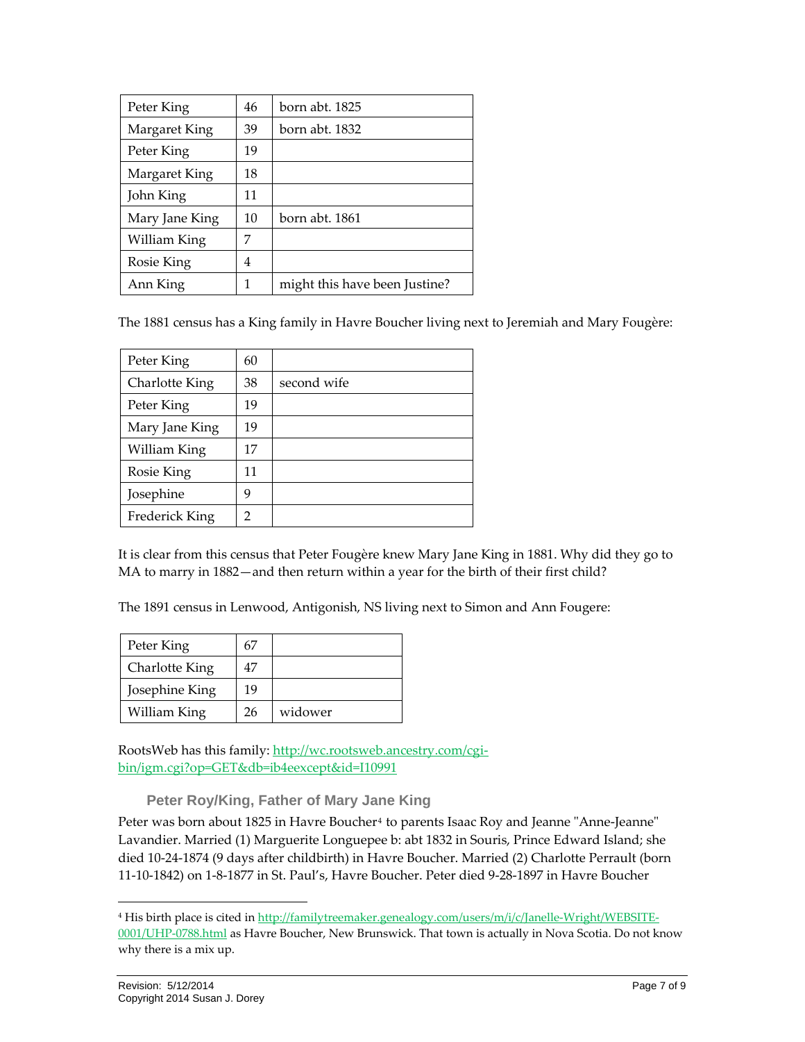| Peter King | 46 | born abt. 1825 |
|---|---|---|
| Margaret King | 39 | born abt. 1832 |
| Peter King | 19 | |
| Margaret King | 18 | |
| John King | 11 | |
| Mary Jane King | 10 | born abt. 1861 |
| William King | 7 | |
| Rosie King | 4 | |
| Ann King | 1 | might this have been Justine? |

The 1881 census has a King family in Havre Boucher living next to Jeremiah and Mary Fougère:

| Peter King | 60 | |
|---|---|---|
| Charlotte King | 38 | second wife |
| Peter King | 19 | |
| Mary Jane King | 19 | |
| William King | 17 | |
| Rosie King | 11 | |
| Josephine | 9 | |
| Frederick King | 2 | |

It is clear from this census that Peter Fougère knew Mary Jane King in 1881. Why did they go to MA to marry in 1882—and then return within a year for the birth of their first child?

The 1891 census in Lenwood, Antigonish, NS living next to Simon and Ann Fougere:

| Peter King | 67 | |
|---|---|---|
| Charlotte King | 47 | |
| Josephine King | 19 | |
| William King | 26 | widower |

RootsWeb has this family: [http://wc.rootsweb.ancestry.com/cgi-bin/igm.cgi?op=GET&db=ib4eexcept&id=I10991](http://wc.rootsweb.ancestry.com/cgi-bin/igm.cgi?op=GET&db=ib4eexcept&id=I10991)

### Peter Roy/King, Father of Mary Jane King

Peter was born about 1825 in Havre Boucher[4] to parents Isaac Roy and Jeanne "Anne-Jeanne" Lavandier. Married (1) Marguerite Longuepee b: abt 1832 in Souris, Prince Edward Island; she died 10-24-1874 (9 days after childbirth) in Havre Boucher. Married (2) Charlotte Perrault (born 11-10-1842) on 1-8-1877 in St. Paul's, Havre Boucher. Peter died 9-28-1897 in Havre Boucher

---

[4] His birth place is cited in [http://familytreemaker.genealogy.com/users/m/i/c/Janelle-Wright/WEBSITE-0001/UHP-0788.html](http://familytreemaker.genealogy.com/users/m/i/c/Janelle-Wright/WEBSITE-0001/UHP-0788.html) as Havre Boucher, New Brunswick. That town is actually in Nova Scotia. Do not know why there is a mix up.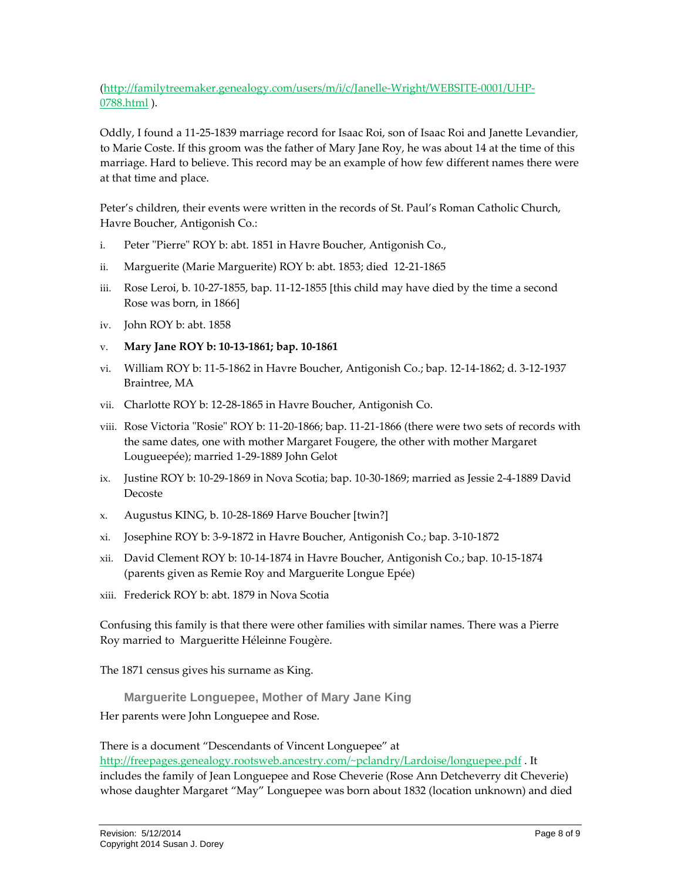(http://familytreemaker.genealogy.com/users/m/i/c/Janelle-Wright/WEBSITE-0001/UHP-0788.html ).

Oddly, I found a 11-25-1839 marriage record for Isaac Roi, son of Isaac Roi and Janette Levandier, to Marie Coste. If this groom was the father of Mary Jane Roy, he was about 14 at the time of this marriage. Hard to believe. This record may be an example of how few different names there were at that time and place.

Peter's children, their events were written in the records of St. Paul's Roman Catholic Church, Havre Boucher, Antigonish Co.:

i. Peter "Pierre" ROY b: abt. 1851 in Havre Boucher, Antigonish Co.,

ii. Marguerite (Marie Marguerite) ROY b: abt. 1853; died 12-21-1865

iii. Rose Leroi, b. 10-27-1855, bap. 11-12-1855 [this child may have died by the time a second Rose was born, in 1866]

iv. John ROY b: abt. 1858

v. **Mary Jane ROY b: 10-13-1861; bap. 10-1861**

vi. William ROY b: 11-5-1862 in Havre Boucher, Antigonish Co.; bap. 12-14-1862; d. 3-12-1937 Braintree, MA

vii. Charlotte ROY b: 12-28-1865 in Havre Boucher, Antigonish Co.

viii. Rose Victoria "Rosie" ROY b: 11-20-1866; bap. 11-21-1866 (there were two sets of records with the same dates, one with mother Margaret Fougere, the other with mother Margaret Lougueepée); married 1-29-1889 John Gelot

ix. Justine ROY b: 10-29-1869 in Nova Scotia; bap. 10-30-1869; married as Jessie 2-4-1889 David Decoste

x. Augustus KING, b. 10-28-1869 Harve Boucher [twin?]

xi. Josephine ROY b: 3-9-1872 in Havre Boucher, Antigonish Co.; bap. 3-10-1872

xii. David Clement ROY b: 10-14-1874 in Havre Boucher, Antigonish Co.; bap. 10-15-1874 (parents given as Remie Roy and Marguerite Longue Epée)

xiii. Frederick ROY b: abt. 1879 in Nova Scotia

Confusing this family is that there were other families with similar names. There was a Pierre Roy married to Margueritte Héleinne Fougère.

The 1871 census gives his surname as King.

### Marguerite Longuepee, Mother of Mary Jane King

Her parents were John Longuepee and Rose.

There is a document "Descendants of Vincent Longuepee" at http://freepages.genealogy.rootsweb.ancestry.com/~pclandry/Lardoise/longuepee.pdf . It includes the family of Jean Longuepee and Rose Cheverie (Rose Ann Detcheverry dit Cheverie) whose daughter Margaret "May" Longuepee was born about 1832 (location unknown) and died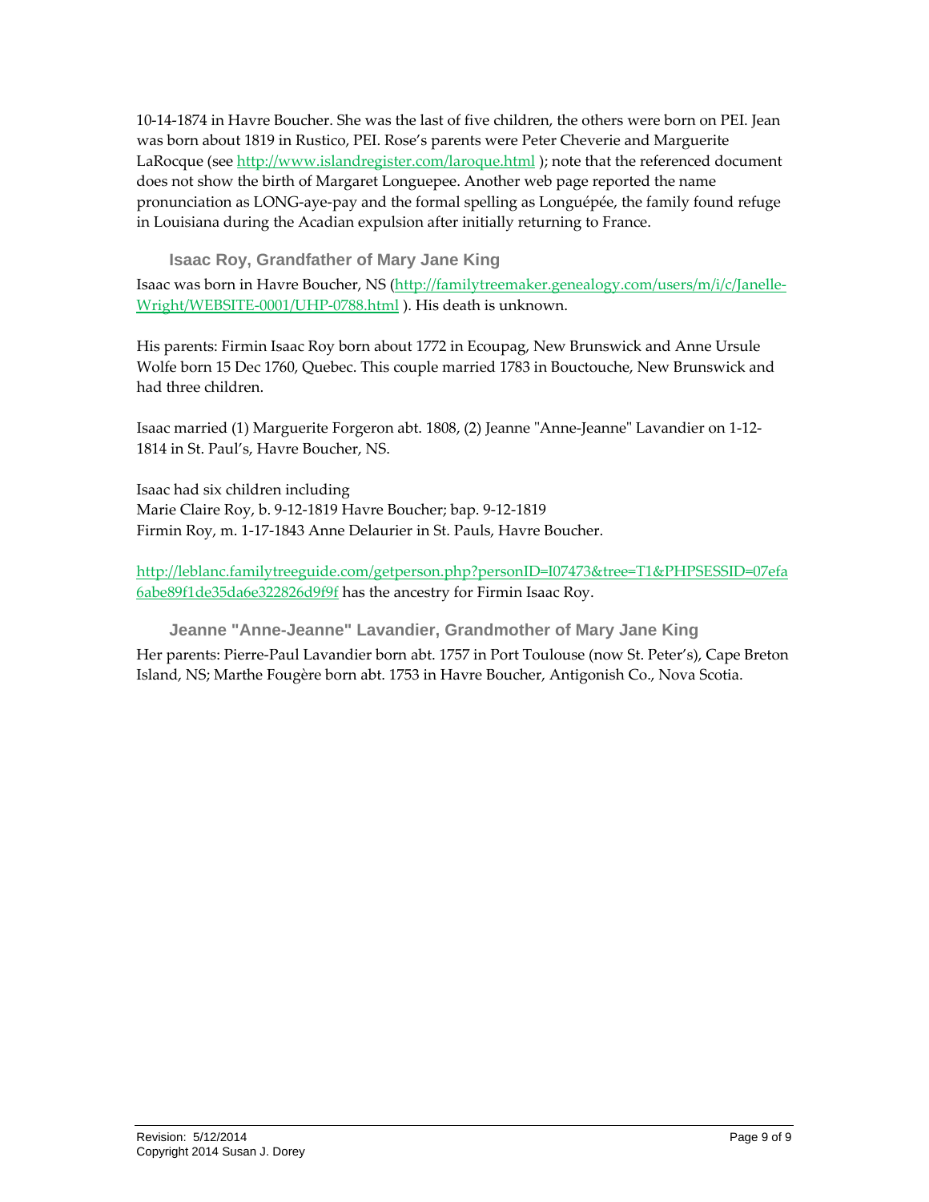10-14-1874 in Havre Boucher. She was the last of five children, the others were born on PEI. Jean was born about 1819 in Rustico, PEI. Rose's parents were Peter Cheverie and Marguerite LaRocque (see http://www.islandregister.com/laroque.html ); note that the referenced document does not show the birth of Margaret Longuepee. Another web page reported the name pronunciation as LONG-aye-pay and the formal spelling as Longuépée, the family found refuge in Louisiana during the Acadian expulsion after initially returning to France.

### Isaac Roy, Grandfather of Mary Jane King

Isaac was born in Havre Boucher, NS (http://familytreemaker.genealogy.com/users/m/i/c/Janelle-Wright/WEBSITE-0001/UHP-0788.html ). His death is unknown.

His parents: Firmin Isaac Roy born about 1772 in Ecoupag, New Brunswick and Anne Ursule Wolfe born 15 Dec 1760, Quebec. This couple married 1783 in Bouctouche, New Brunswick and had three children.

Isaac married (1) Marguerite Forgeron abt. 1808, (2) Jeanne "Anne-Jeanne" Lavandier on 1-12-1814 in St. Paul's, Havre Boucher, NS.

Isaac had six children including
Marie Claire Roy, b. 9-12-1819 Havre Boucher; bap. 9-12-1819
Firmin Roy, m. 1-17-1843 Anne Delaurier in St. Pauls, Havre Boucher.

http://leblanc.familytreeguide.com/getperson.php?personID=I07473&tree=T1&PHPSESSID=07efa6abe89f1de35da6e322826d9f9f has the ancestry for Firmin Isaac Roy.

### Jeanne "Anne-Jeanne" Lavandier, Grandmother of Mary Jane King

Her parents: Pierre-Paul Lavandier born abt. 1757 in Port Toulouse (now St. Peter's), Cape Breton Island, NS; Marthe Fougère born abt. 1753 in Havre Boucher, Antigonish Co., Nova Scotia.